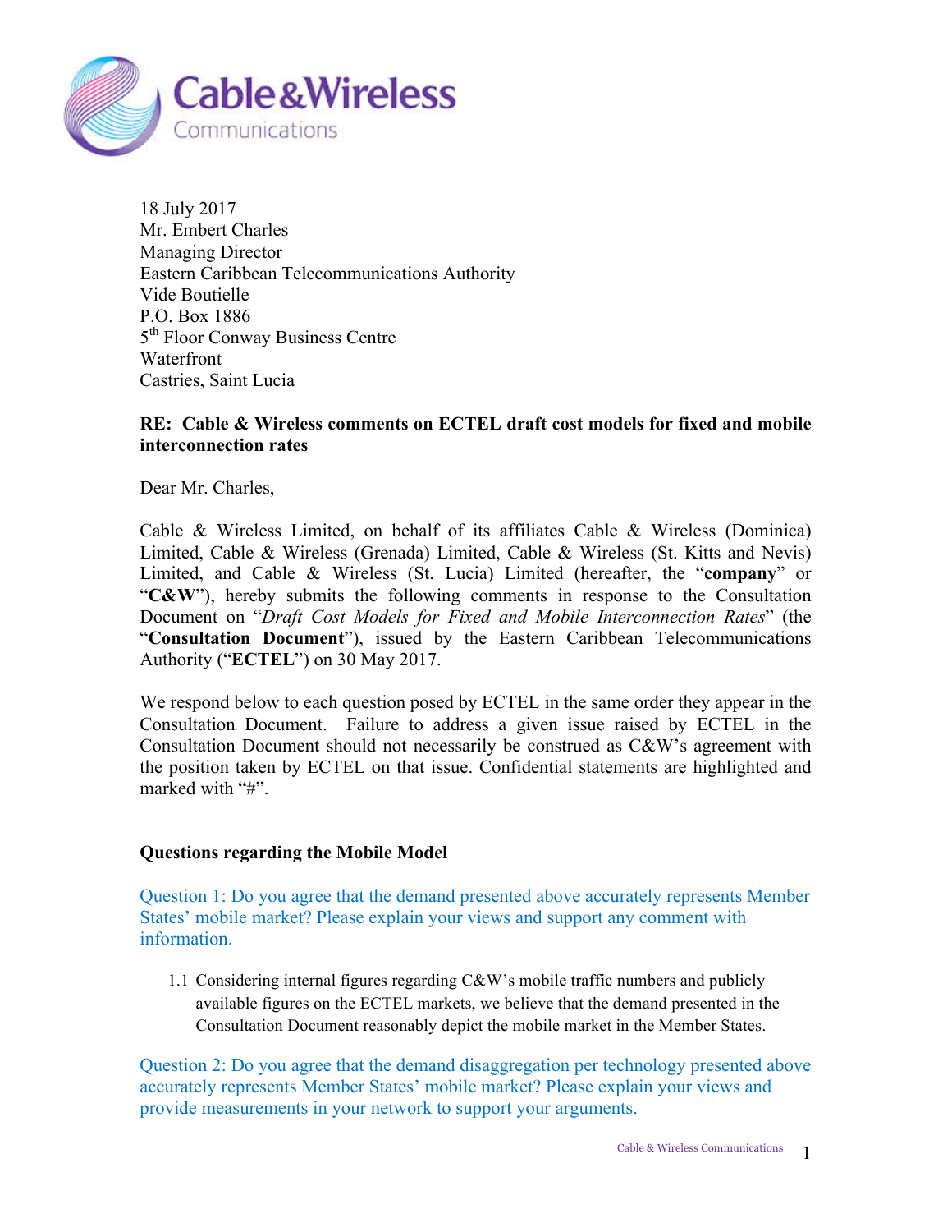18 July 2017
Mr. Embert Charles
Managing Director
Eastern Caribbean Telecommunications Authority
Vide Boutielle
P.O. Box 1886
5th Floor Conway Business Centre
Waterfront
Castries, Saint Lucia

**RE: Cable & Wireless comments on ECTEL draft cost models for fixed and mobile interconnection rates**

Dear Mr. Charles,

Cable & Wireless Limited, on behalf of its affiliates Cable & Wireless (Dominica) Limited, Cable & Wireless (Grenada) Limited, Cable & Wireless (St. Kitts and Nevis) Limited, and Cable & Wireless (St. Lucia) Limited (hereafter, the "**company**" or "**C&W**"), hereby submits the following comments in response to the Consultation Document on "*Draft Cost Models for Fixed and Mobile Interconnection Rates*" (the "**Consultation Document**"), issued by the Eastern Caribbean Telecommunications Authority ("**ECTEL**") on 30 May 2017.

We respond below to each question posed by ECTEL in the same order they appear in the Consultation Document. Failure to address a given issue raised by ECTEL in the Consultation Document should not necessarily be construed as C&W's agreement with the position taken by ECTEL on that issue. Confidential statements are highlighted and marked with "#".

**Questions regarding the Mobile Model**

Question 1: Do you agree that the demand presented above accurately represents Member States' mobile market? Please explain your views and support any comment with information.

1.1 Considering internal figures regarding C&W's mobile traffic numbers and publicly available figures on the ECTEL markets, we believe that the demand presented in the Consultation Document reasonably depict the mobile market in the Member States.

Question 2: Do you agree that the demand disaggregation per technology presented above accurately represents Member States' mobile market? Please explain your views and provide measurements in your network to support your arguments.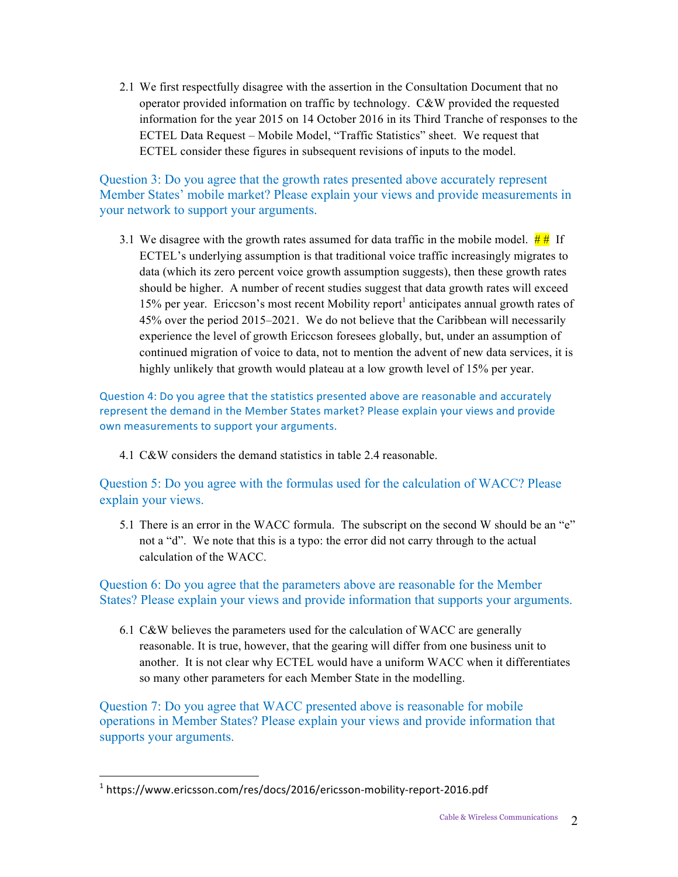2.1 We first respectfully disagree with the assertion in the Consultation Document that no operator provided information on traffic by technology. C&W provided the requested information for the year 2015 on 14 October 2016 in its Third Tranche of responses to the ECTEL Data Request – Mobile Model, "Traffic Statistics" sheet. We request that ECTEL consider these figures in subsequent revisions of inputs to the model.

Question 3: Do you agree that the growth rates presented above accurately represent Member States' mobile market? Please explain your views and provide measurements in your network to support your arguments.

3.1 We disagree with the growth rates assumed for data traffic in the mobile model. ## If ECTEL's underlying assumption is that traditional voice traffic increasingly migrates to data (which its zero percent voice growth assumption suggests), then these growth rates should be higher. A number of recent studies suggest that data growth rates will exceed 15% per year. Ericcson's most recent Mobility report[1] anticipates annual growth rates of 45% over the period 2015–2021. We do not believe that the Caribbean will necessarily experience the level of growth Ericcson foresees globally, but, under an assumption of continued migration of voice to data, not to mention the advent of new data services, it is highly unlikely that growth would plateau at a low growth level of 15% per year.

Question 4: Do you agree that the statistics presented above are reasonable and accurately represent the demand in the Member States market? Please explain your views and provide own measurements to support your arguments.

4.1 C&W considers the demand statistics in table 2.4 reasonable.

Question 5: Do you agree with the formulas used for the calculation of WACC? Please explain your views.

5.1 There is an error in the WACC formula. The subscript on the second W should be an "e" not a "d". We note that this is a typo: the error did not carry through to the actual calculation of the WACC.

Question 6: Do you agree that the parameters above are reasonable for the Member States? Please explain your views and provide information that supports your arguments.

6.1 C&W believes the parameters used for the calculation of WACC are generally reasonable. It is true, however, that the gearing will differ from one business unit to another. It is not clear why ECTEL would have a uniform WACC when it differentiates so many other parameters for each Member State in the modelling.

Question 7: Do you agree that WACC presented above is reasonable for mobile operations in Member States? Please explain your views and provide information that supports your arguments.

---

[1] https://www.ericsson.com/res/docs/2016/ericsson-mobility-report-2016.pdf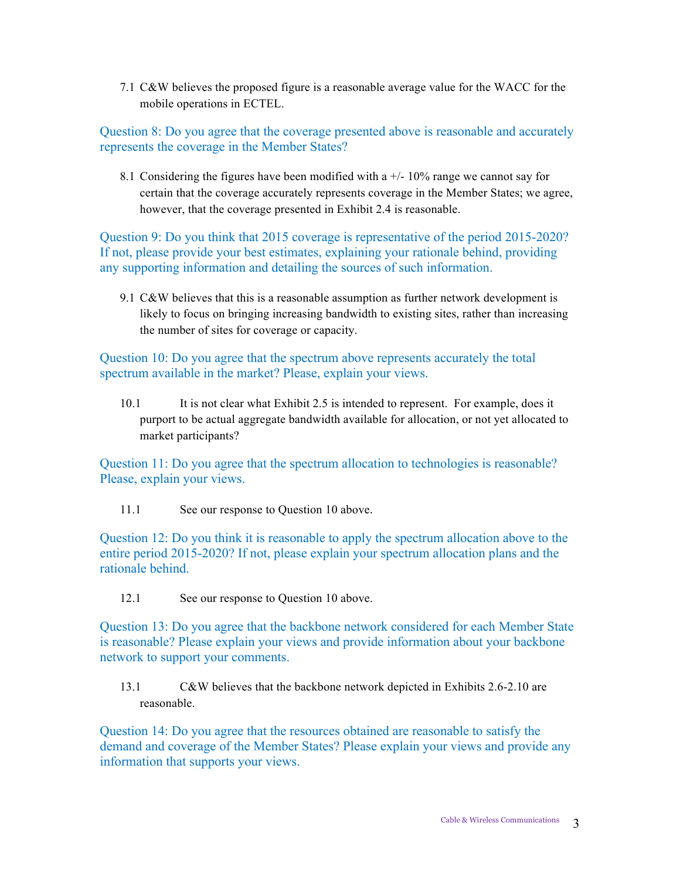7.1 C&W believes the proposed figure is a reasonable average value for the WACC for the mobile operations in ECTEL.

**Question 8: Do you agree that the coverage presented above is reasonable and accurately represents the coverage in the Member States?**

8.1 Considering the figures have been modified with a +/- 10% range we cannot say for certain that the coverage accurately represents coverage in the Member States; we agree, however, that the coverage presented in Exhibit 2.4 is reasonable.

**Question 9: Do you think that 2015 coverage is representative of the period 2015-2020? If not, please provide your best estimates, explaining your rationale behind, providing any supporting information and detailing the sources of such information.**

9.1 C&W believes that this is a reasonable assumption as further network development is likely to focus on bringing increasing bandwidth to existing sites, rather than increasing the number of sites for coverage or capacity.

**Question 10: Do you agree that the spectrum above represents accurately the total spectrum available in the market? Please, explain your views.**

10.1 It is not clear what Exhibit 2.5 is intended to represent. For example, does it purport to be actual aggregate bandwidth available for allocation, or not yet allocated to market participants?

**Question 11: Do you agree that the spectrum allocation to technologies is reasonable? Please, explain your views.**

11.1 See our response to Question 10 above.

**Question 12: Do you think it is reasonable to apply the spectrum allocation above to the entire period 2015-2020? If not, please explain your spectrum allocation plans and the rationale behind.**

12.1 See our response to Question 10 above.

**Question 13: Do you agree that the backbone network considered for each Member State is reasonable? Please explain your views and provide information about your backbone network to support your comments.**

13.1 C&W believes that the backbone network depicted in Exhibits 2.6-2.10 are reasonable.

**Question 14: Do you agree that the resources obtained are reasonable to satisfy the demand and coverage of the Member States? Please explain your views and provide any information that supports your views.**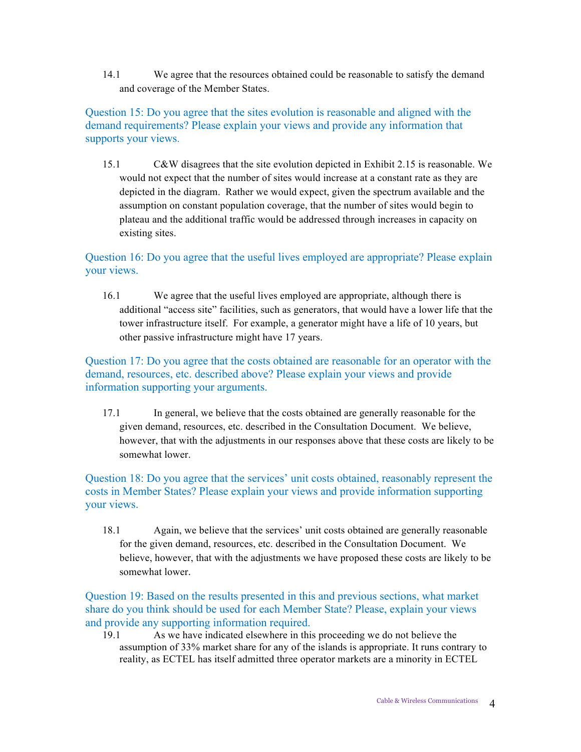14.1 We agree that the resources obtained could be reasonable to satisfy the demand and coverage of the Member States.

Question 15: Do you agree that the sites evolution is reasonable and aligned with the demand requirements? Please explain your views and provide any information that supports your views.

15.1 C&W disagrees that the site evolution depicted in Exhibit 2.15 is reasonable. We would not expect that the number of sites would increase at a constant rate as they are depicted in the diagram. Rather we would expect, given the spectrum available and the assumption on constant population coverage, that the number of sites would begin to plateau and the additional traffic would be addressed through increases in capacity on existing sites.

Question 16: Do you agree that the useful lives employed are appropriate? Please explain your views.

16.1 We agree that the useful lives employed are appropriate, although there is additional "access site" facilities, such as generators, that would have a lower life that the tower infrastructure itself. For example, a generator might have a life of 10 years, but other passive infrastructure might have 17 years.

Question 17: Do you agree that the costs obtained are reasonable for an operator with the demand, resources, etc. described above? Please explain your views and provide information supporting your arguments.

17.1 In general, we believe that the costs obtained are generally reasonable for the given demand, resources, etc. described in the Consultation Document. We believe, however, that with the adjustments in our responses above that these costs are likely to be somewhat lower.

Question 18: Do you agree that the services' unit costs obtained, reasonably represent the costs in Member States? Please explain your views and provide information supporting your views.

18.1 Again, we believe that the services' unit costs obtained are generally reasonable for the given demand, resources, etc. described in the Consultation Document. We believe, however, that with the adjustments we have proposed these costs are likely to be somewhat lower.

Question 19: Based on the results presented in this and previous sections, what market share do you think should be used for each Member State? Please, explain your views and provide any supporting information required.

19.1 As we have indicated elsewhere in this proceeding we do not believe the assumption of 33% market share for any of the islands is appropriate. It runs contrary to reality, as ECTEL has itself admitted three operator markets are a minority in ECTEL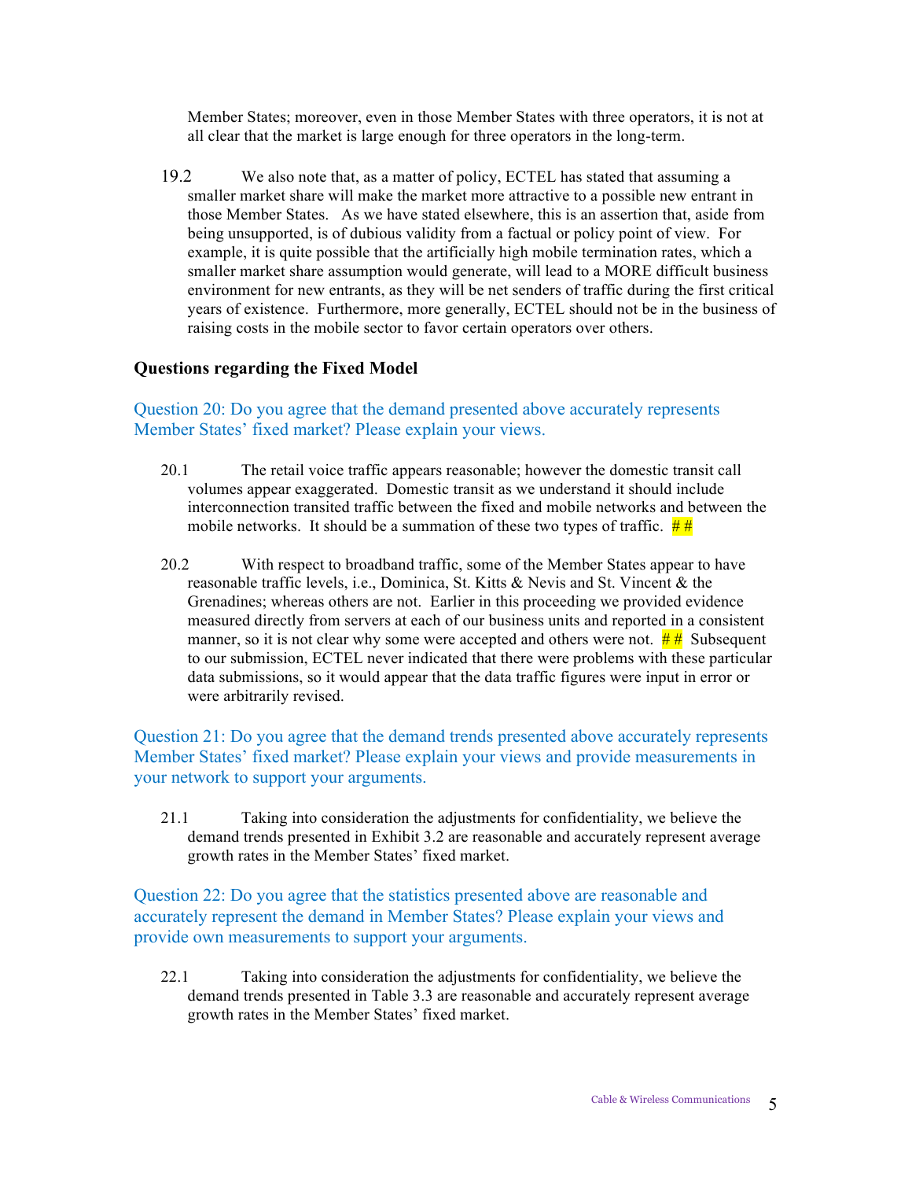Member States; moreover, even in those Member States with three operators, it is not at all clear that the market is large enough for three operators in the long-term.

19.2 We also note that, as a matter of policy, ECTEL has stated that assuming a smaller market share will make the market more attractive to a possible new entrant in those Member States. As we have stated elsewhere, this is an assertion that, aside from being unsupported, is of dubious validity from a factual or policy point of view. For example, it is quite possible that the artificially high mobile termination rates, which a smaller market share assumption would generate, will lead to a MORE difficult business environment for new entrants, as they will be net senders of traffic during the first critical years of existence. Furthermore, more generally, ECTEL should not be in the business of raising costs in the mobile sector to favor certain operators over others.

### Questions regarding the Fixed Model

Question 20: Do you agree that the demand presented above accurately represents Member States' fixed market? Please explain your views.

20.1 The retail voice traffic appears reasonable; however the domestic transit call volumes appear exaggerated. Domestic transit as we understand it should include interconnection transited traffic between the fixed and mobile networks and between the mobile networks. It should be a summation of these two types of traffic. # #

20.2 With respect to broadband traffic, some of the Member States appear to have reasonable traffic levels, i.e., Dominica, St. Kitts & Nevis and St. Vincent & the Grenadines; whereas others are not. Earlier in this proceeding we provided evidence measured directly from servers at each of our business units and reported in a consistent manner, so it is not clear why some were accepted and others were not. # # Subsequent to our submission, ECTEL never indicated that there were problems with these particular data submissions, so it would appear that the data traffic figures were input in error or were arbitrarily revised.

Question 21: Do you agree that the demand trends presented above accurately represents Member States' fixed market? Please explain your views and provide measurements in your network to support your arguments.

21.1 Taking into consideration the adjustments for confidentiality, we believe the demand trends presented in Exhibit 3.2 are reasonable and accurately represent average growth rates in the Member States' fixed market.

Question 22: Do you agree that the statistics presented above are reasonable and accurately represent the demand in Member States? Please explain your views and provide own measurements to support your arguments.

22.1 Taking into consideration the adjustments for confidentiality, we believe the demand trends presented in Table 3.3 are reasonable and accurately represent average growth rates in the Member States' fixed market.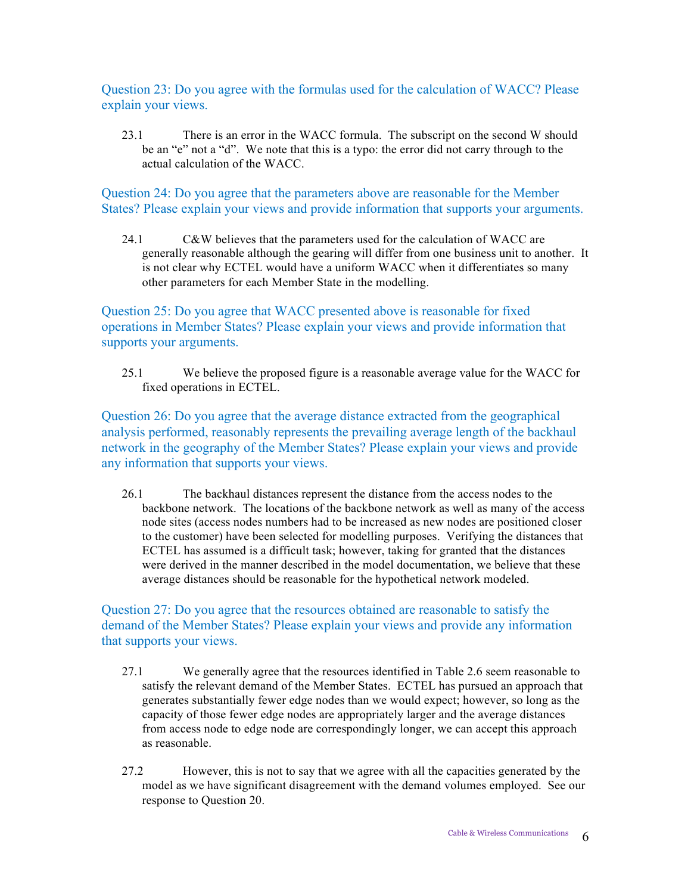Question 23: Do you agree with the formulas used for the calculation of WACC? Please explain your views.

23.1 There is an error in the WACC formula. The subscript on the second W should be an "e" not a "d". We note that this is a typo: the error did not carry through to the actual calculation of the WACC.

Question 24: Do you agree that the parameters above are reasonable for the Member States? Please explain your views and provide information that supports your arguments.

24.1 C&W believes that the parameters used for the calculation of WACC are generally reasonable although the gearing will differ from one business unit to another. It is not clear why ECTEL would have a uniform WACC when it differentiates so many other parameters for each Member State in the modelling.

Question 25: Do you agree that WACC presented above is reasonable for fixed operations in Member States? Please explain your views and provide information that supports your arguments.

25.1 We believe the proposed figure is a reasonable average value for the WACC for fixed operations in ECTEL.

Question 26: Do you agree that the average distance extracted from the geographical analysis performed, reasonably represents the prevailing average length of the backhaul network in the geography of the Member States? Please explain your views and provide any information that supports your views.

26.1 The backhaul distances represent the distance from the access nodes to the backbone network. The locations of the backbone network as well as many of the access node sites (access nodes numbers had to be increased as new nodes are positioned closer to the customer) have been selected for modelling purposes. Verifying the distances that ECTEL has assumed is a difficult task; however, taking for granted that the distances were derived in the manner described in the model documentation, we believe that these average distances should be reasonable for the hypothetical network modeled.

Question 27: Do you agree that the resources obtained are reasonable to satisfy the demand of the Member States? Please explain your views and provide any information that supports your views.

27.1 We generally agree that the resources identified in Table 2.6 seem reasonable to satisfy the relevant demand of the Member States. ECTEL has pursued an approach that generates substantially fewer edge nodes than we would expect; however, so long as the capacity of those fewer edge nodes are appropriately larger and the average distances from access node to edge node are correspondingly longer, we can accept this approach as reasonable.

27.2 However, this is not to say that we agree with all the capacities generated by the model as we have significant disagreement with the demand volumes employed. See our response to Question 20.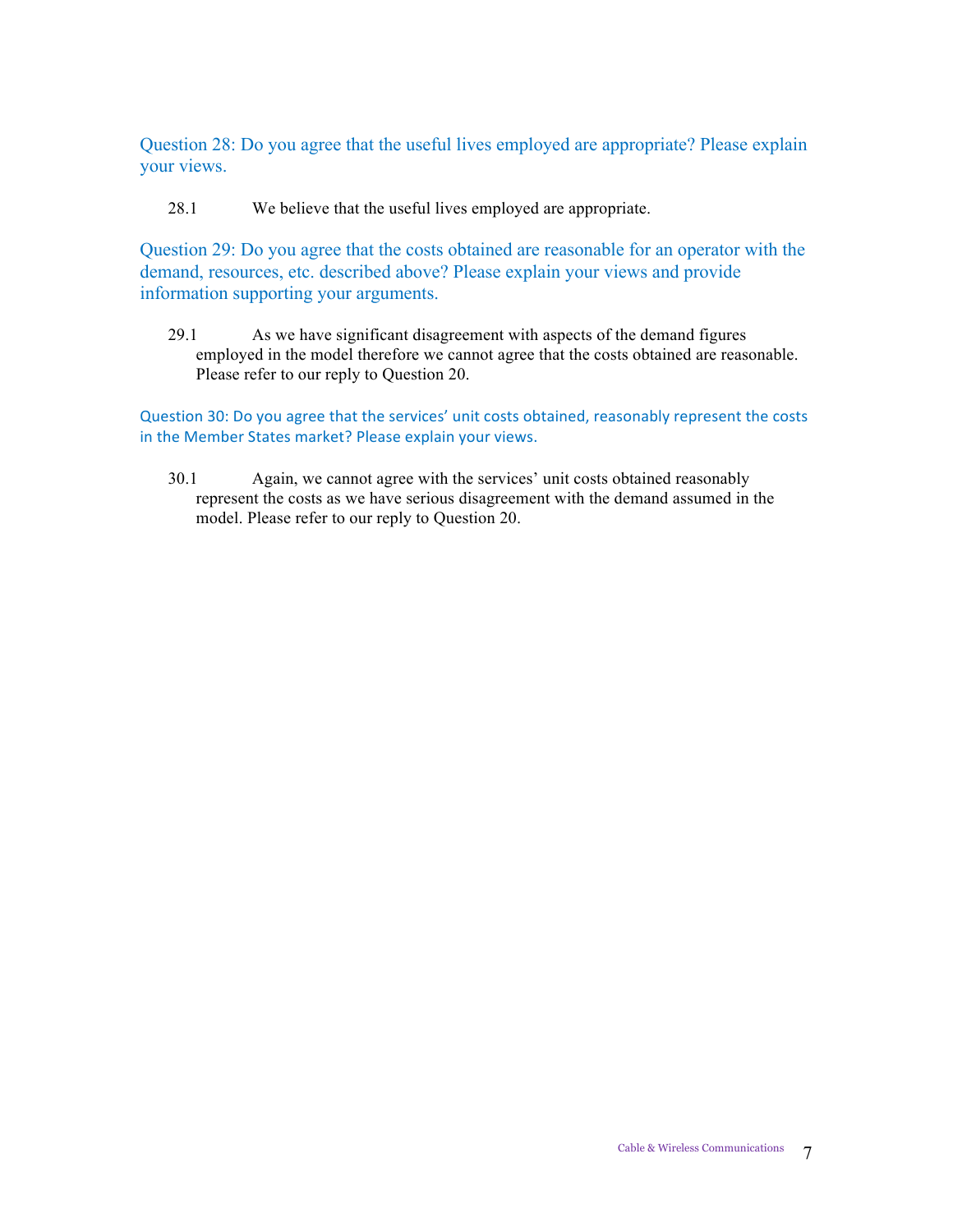### Question 28: Do you agree that the useful lives employed are appropriate? Please explain your views.

28.1 We believe that the useful lives employed are appropriate.

### Question 29: Do you agree that the costs obtained are reasonable for an operator with the demand, resources, etc. described above? Please explain your views and provide information supporting your arguments.

29.1 As we have significant disagreement with aspects of the demand figures employed in the model therefore we cannot agree that the costs obtained are reasonable. Please refer to our reply to Question 20.

### Question 30: Do you agree that the services' unit costs obtained, reasonably represent the costs in the Member States market? Please explain your views.

30.1 Again, we cannot agree with the services' unit costs obtained reasonably represent the costs as we have serious disagreement with the demand assumed in the model. Please refer to our reply to Question 20.